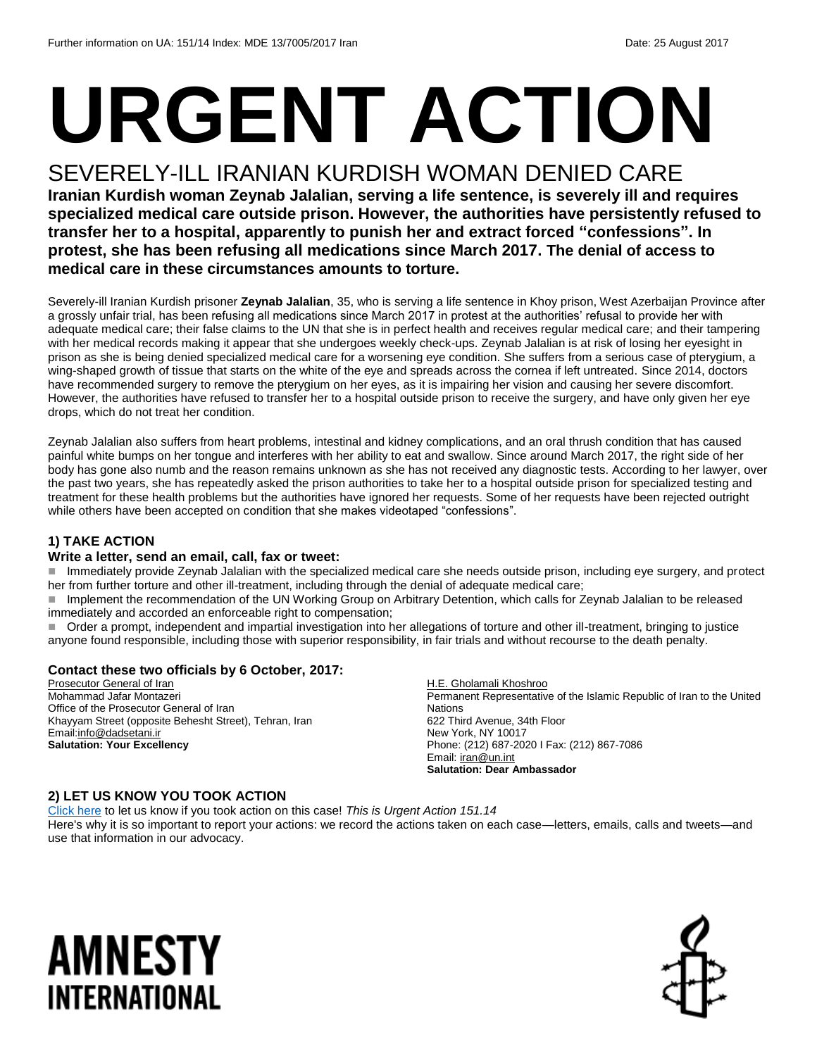Further information on UA: 151/14 Index: MDE 13/7005/2017 Iran Date: 25 August 2017

# URGENT ACTION

## SEVERELY-ILL IRANIAN KURDISH WOMAN DENIED CARE

**Iranian Kurdish woman Zeynab Jalalian, serving a life sentence, is severely ill and requires specialized medical care outside prison. However, the authorities have persistently refused to transfer her to a hospital, apparently to punish her and extract forced "confessions". In protest, she has been refusing all medications since March 2017. The denial of access to medical care in these circumstances amounts to torture.**

Severely-ill Iranian Kurdish prisoner **Zeynab Jalalian**, 35, who is serving a life sentence in Khoy prison, West Azerbaijan Province after a grossly unfair trial, has been refusing all medications since March 2017 in protest at the authorities' refusal to provide her with adequate medical care; their false claims to the UN that she is in perfect health and receives regular medical care; and their tampering with her medical records making it appear that she undergoes weekly check-ups. Zeynab Jalalian is at risk of losing her eyesight in prison as she is being denied specialized medical care for a worsening eye condition. She suffers from a serious case of pterygium, a wing-shaped growth of tissue that starts on the white of the eye and spreads across the cornea if left untreated. Since 2014, doctors have recommended surgery to remove the pterygium on her eyes, as it is impairing her vision and causing her severe discomfort. However, the authorities have refused to transfer her to a hospital outside prison to receive the surgery, and have only given her eye drops, which do not treat her condition.

Zeynab Jalalian also suffers from heart problems, intestinal and kidney complications, and an oral thrush condition that has caused painful white bumps on her tongue and interferes with her ability to eat and swallow. Since around March 2017, the right side of her body has gone also numb and the reason remains unknown as she has not received any diagnostic tests. According to her lawyer, over the past two years, she has repeatedly asked the prison authorities to take her to a hospital outside prison for specialized testing and treatment for these health problems but the authorities have ignored her requests. Some of her requests have been rejected outright while others have been accepted on condition that she makes videotaped "confessions".

### 1) TAKE ACTION

**Write a letter, send an email, call, fax or tweet:**

- Immediately provide Zeynab Jalalian with the specialized medical care she needs outside prison, including eye surgery, and protect her from further torture and other ill-treatment, including through the denial of adequate medical care;
- Implement the recommendation of the UN Working Group on Arbitrary Detention, which calls for Zeynab Jalalian to be released immediately and accorded an enforceable right to compensation;
- Order a prompt, independent and impartial investigation into her allegations of torture and other ill-treatment, bringing to justice anyone found responsible, including those with superior responsibility, in fair trials and without recourse to the death penalty.

**Contact these two officials by 6 October, 2017:**

Prosecutor General of Iran
Mohammad Jafar Montazeri
Office of the Prosecutor General of Iran
Khayyam Street (opposite Behesht Street), Tehran, Iran
Email:info@dadsetani.ir
**Salutation: Your Excellency**

H.E. Gholamali Khoshroo
Permanent Representative of the Islamic Republic of Iran to the United Nations
622 Third Avenue, 34th Floor
New York, NY 10017
Phone: (212) 687-2020 I Fax: (212) 867-7086
Email: iran@un.int
**Salutation: Dear Ambassador**

### 2) LET US KNOW YOU TOOK ACTION

Click here to let us know if you took action on this case! *This is Urgent Action 151.14*
Here's why it is so important to report your actions: we record the actions taken on each case—letters, emails, calls and tweets—and use that information in our advocacy.

AMNESTY INTERNATIONAL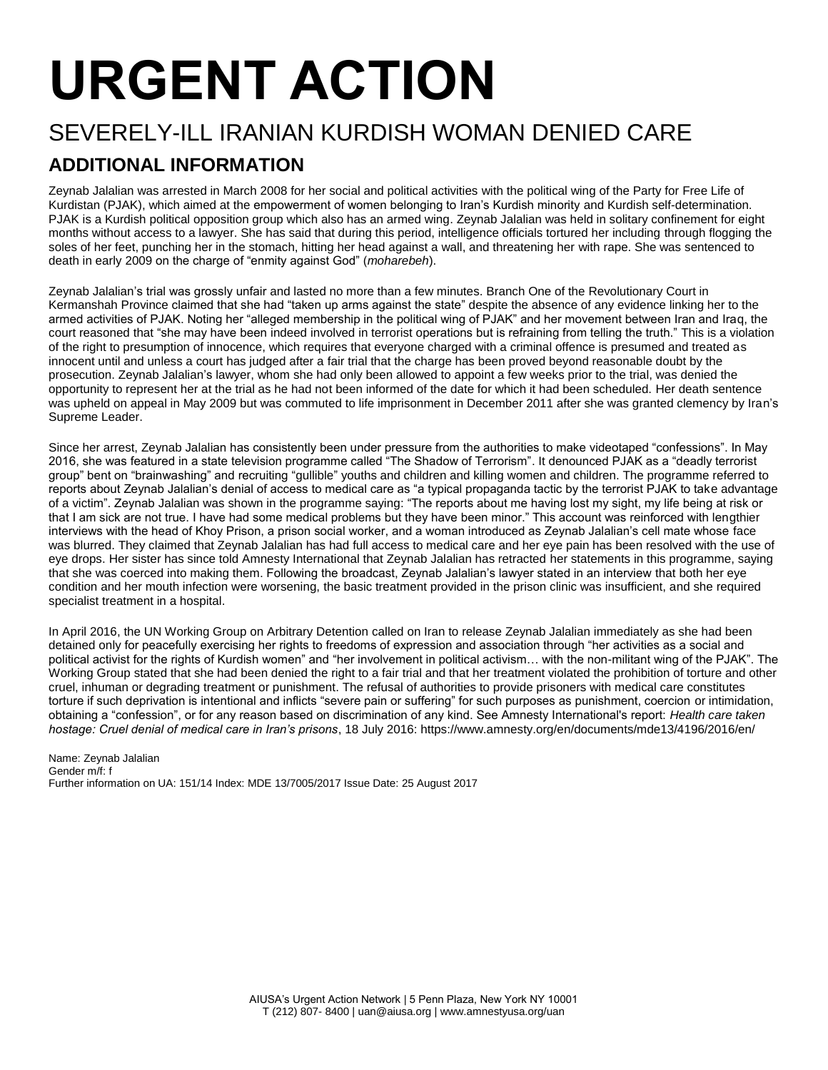# URGENT ACTION

## SEVERELY-ILL IRANIAN KURDISH WOMAN DENIED CARE

### ADDITIONAL INFORMATION

Zeynab Jalalian was arrested in March 2008 for her social and political activities with the political wing of the Party for Free Life of Kurdistan (PJAK), which aimed at the empowerment of women belonging to Iran's Kurdish minority and Kurdish self-determination. PJAK is a Kurdish political opposition group which also has an armed wing. Zeynab Jalalian was held in solitary confinement for eight months without access to a lawyer. She has said that during this period, intelligence officials tortured her including through flogging the soles of her feet, punching her in the stomach, hitting her head against a wall, and threatening her with rape. She was sentenced to death in early 2009 on the charge of "enmity against God" (*moharebeh*).

Zeynab Jalalian's trial was grossly unfair and lasted no more than a few minutes. Branch One of the Revolutionary Court in Kermanshah Province claimed that she had "taken up arms against the state" despite the absence of any evidence linking her to the armed activities of PJAK. Noting her "alleged membership in the political wing of PJAK" and her movement between Iran and Iraq, the court reasoned that "she may have been indeed involved in terrorist operations but is refraining from telling the truth." This is a violation of the right to presumption of innocence, which requires that everyone charged with a criminal offence is presumed and treated as innocent until and unless a court has judged after a fair trial that the charge has been proved beyond reasonable doubt by the prosecution. Zeynab Jalalian's lawyer, whom she had only been allowed to appoint a few weeks prior to the trial, was denied the opportunity to represent her at the trial as he had not been informed of the date for which it had been scheduled. Her death sentence was upheld on appeal in May 2009 but was commuted to life imprisonment in December 2011 after she was granted clemency by Iran's Supreme Leader.

Since her arrest, Zeynab Jalalian has consistently been under pressure from the authorities to make videotaped "confessions". In May 2016, she was featured in a state television programme called "The Shadow of Terrorism". It denounced PJAK as a "deadly terrorist group" bent on "brainwashing" and recruiting "gullible" youths and children and killing women and children. The programme referred to reports about Zeynab Jalalian's denial of access to medical care as "a typical propaganda tactic by the terrorist PJAK to take advantage of a victim". Zeynab Jalalian was shown in the programme saying: "The reports about me having lost my sight, my life being at risk or that I am sick are not true. I have had some medical problems but they have been minor." This account was reinforced with lengthier interviews with the head of Khoy Prison, a prison social worker, and a woman introduced as Zeynab Jalalian's cell mate whose face was blurred. They claimed that Zeynab Jalalian has had full access to medical care and her eye pain has been resolved with the use of eye drops. Her sister has since told Amnesty International that Zeynab Jalalian has retracted her statements in this programme, saying that she was coerced into making them. Following the broadcast, Zeynab Jalalian's lawyer stated in an interview that both her eye condition and her mouth infection were worsening, the basic treatment provided in the prison clinic was insufficient, and she required specialist treatment in a hospital.

In April 2016, the UN Working Group on Arbitrary Detention called on Iran to release Zeynab Jalalian immediately as she had been detained only for peacefully exercising her rights to freedoms of expression and association through "her activities as a social and political activist for the rights of Kurdish women" and "her involvement in political activism… with the non-militant wing of the PJAK". The Working Group stated that she had been denied the right to a fair trial and that her treatment violated the prohibition of torture and other cruel, inhuman or degrading treatment or punishment. The refusal of authorities to provide prisoners with medical care constitutes torture if such deprivation is intentional and inflicts "severe pain or suffering" for such purposes as punishment, coercion or intimidation, obtaining a "confession", or for any reason based on discrimination of any kind. See Amnesty International's report: *Health care taken hostage: Cruel denial of medical care in Iran's prisons*, 18 July 2016: https://www.amnesty.org/en/documents/mde13/4196/2016/en/

Name: Zeynab Jalalian
Gender m/f: f
Further information on UA: 151/14 Index: MDE 13/7005/2017 Issue Date: 25 August 2017